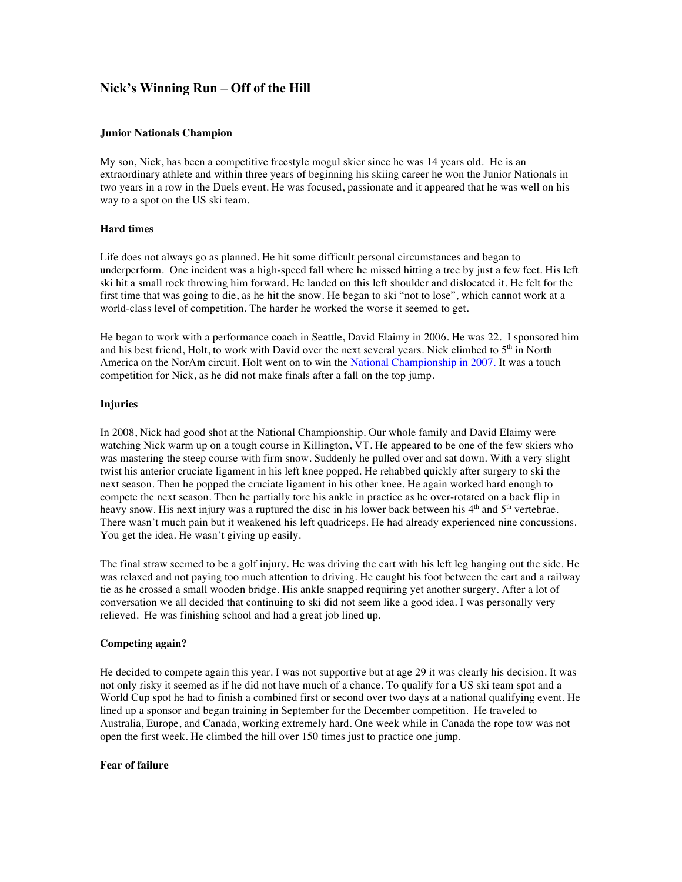# Nick's Winning Run – Off of the Hill

### Junior Nationals Champion

My son, Nick, has been a competitive freestyle mogul skier since he was 14 years old. He is an extraordinary athlete and within three years of beginning his skiing career he won the Junior Nationals in two years in a row in the Duels event. He was focused, passionate and it appeared that he was well on his way to a spot on the US ski team.

### Hard times

Life does not always go as planned. He hit some difficult personal circumstances and began to underperform. One incident was a high-speed fall where he missed hitting a tree by just a few feet. His left ski hit a small rock throwing him forward. He landed on this left shoulder and dislocated it. He felt for the first time that was going to die, as he hit the snow. He began to ski "not to lose", which cannot work at a world-class level of competition. The harder he worked the worse it seemed to get.

He began to work with a performance coach in Seattle, David Elaimy in 2006. He was 22. I sponsored him and his best friend, Holt, to work with David over the next several years. Nick climbed to 5th in North America on the NorAm circuit. Holt went on to win the National Championship in 2007. It was a touch competition for Nick, as he did not make finals after a fall on the top jump.

### Injuries

In 2008, Nick had good shot at the National Championship. Our whole family and David Elaimy were watching Nick warm up on a tough course in Killington, VT. He appeared to be one of the few skiers who was mastering the steep course with firm snow. Suddenly he pulled over and sat down. With a very slight twist his anterior cruciate ligament in his left knee popped. He rehabbed quickly after surgery to ski the next season. Then he popped the cruciate ligament in his other knee. He again worked hard enough to compete the next season. Then he partially tore his ankle in practice as he over-rotated on a back flip in heavy snow. His next injury was a ruptured the disc in his lower back between his 4th and 5th vertebrae. There wasn't much pain but it weakened his left quadriceps. He had already experienced nine concussions. You get the idea. He wasn't giving up easily.

The final straw seemed to be a golf injury. He was driving the cart with his left leg hanging out the side. He was relaxed and not paying too much attention to driving. He caught his foot between the cart and a railway tie as he crossed a small wooden bridge. His ankle snapped requiring yet another surgery. After a lot of conversation we all decided that continuing to ski did not seem like a good idea. I was personally very relieved. He was finishing school and had a great job lined up.

### Competing again?

He decided to compete again this year. I was not supportive but at age 29 it was clearly his decision. It was not only risky it seemed as if he did not have much of a chance. To qualify for a US ski team spot and a World Cup spot he had to finish a combined first or second over two days at a national qualifying event. He lined up a sponsor and began training in September for the December competition. He traveled to Australia, Europe, and Canada, working extremely hard. One week while in Canada the rope tow was not open the first week. He climbed the hill over 150 times just to practice one jump.

### Fear of failure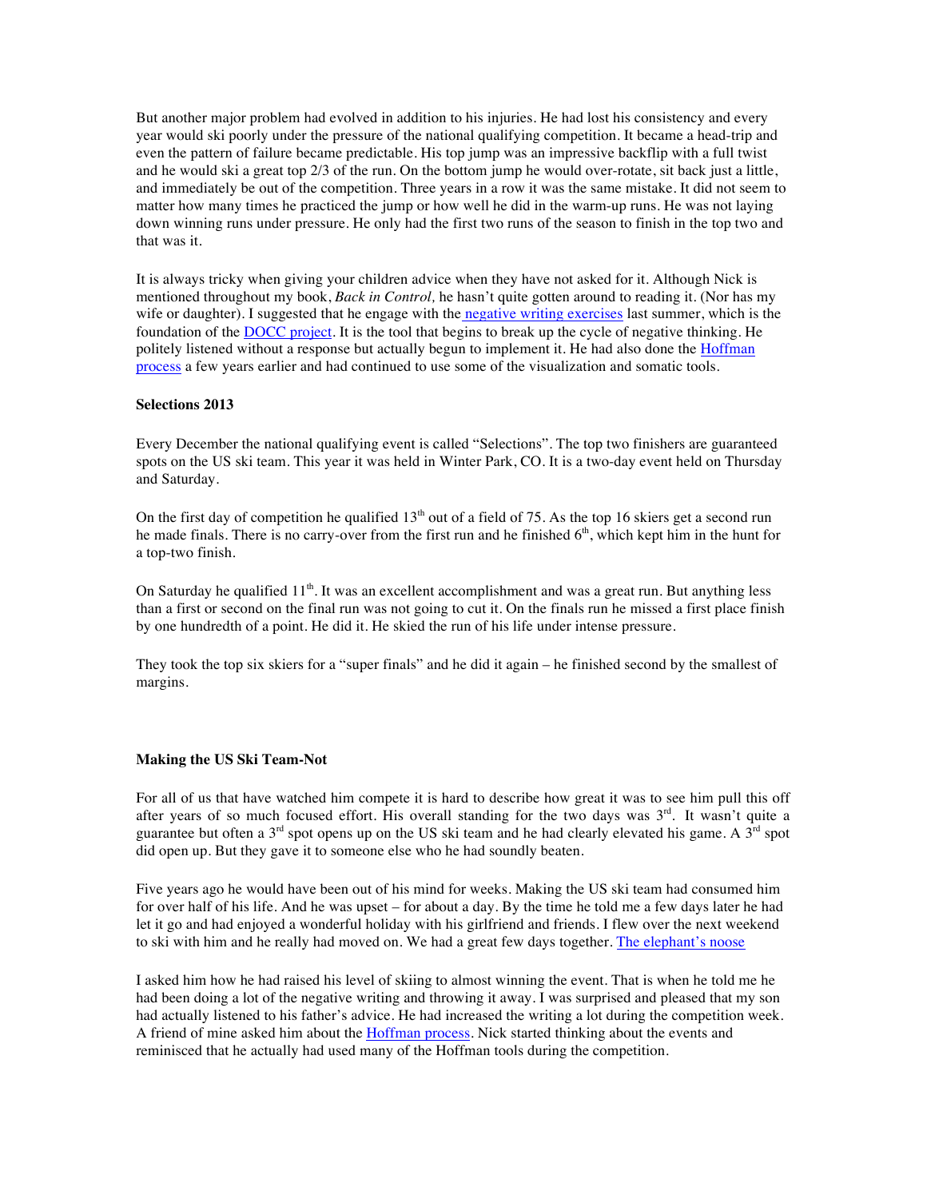But another major problem had evolved in addition to his injuries. He had lost his consistency and every year would ski poorly under the pressure of the national qualifying competition. It became a head-trip and even the pattern of failure became predictable. His top jump was an impressive backflip with a full twist and he would ski a great top 2/3 of the run. On the bottom jump he would over-rotate, sit back just a little, and immediately be out of the competition. Three years in a row it was the same mistake. It did not seem to matter how many times he practiced the jump or how well he did in the warm-up runs. He was not laying down winning runs under pressure. He only had the first two runs of the season to finish in the top two and that was it.

It is always tricky when giving your children advice when they have not asked for it. Although Nick is mentioned throughout my book, *Back in Control,* he hasn't quite gotten around to reading it. (Nor has my wife or daughter). I suggested that he engage with the negative writing exercises last summer, which is the foundation of the DOCC project. It is the tool that begins to break up the cycle of negative thinking. He politely listened without a response but actually begun to implement it. He had also done the Hoffman process a few years earlier and had continued to use some of the visualization and somatic tools.

**Selections 2013**

Every December the national qualifying event is called "Selections". The top two finishers are guaranteed spots on the US ski team. This year it was held in Winter Park, CO. It is a two-day event held on Thursday and Saturday.

On the first day of competition he qualified 13th out of a field of 75. As the top 16 skiers get a second run he made finals. There is no carry-over from the first run and he finished 6th, which kept him in the hunt for a top-two finish.

On Saturday he qualified 11th. It was an excellent accomplishment and was a great run. But anything less than a first or second on the final run was not going to cut it. On the finals run he missed a first place finish by one hundredth of a point. He did it. He skied the run of his life under intense pressure.

They took the top six skiers for a "super finals" and he did it again – he finished second by the smallest of margins.

**Making the US Ski Team-Not**

For all of us that have watched him compete it is hard to describe how great it was to see him pull this off after years of so much focused effort. His overall standing for the two days was 3rd. It wasn't quite a guarantee but often a 3rd spot opens up on the US ski team and he had clearly elevated his game. A 3rd spot did open up. But they gave it to someone else who he had soundly beaten.

Five years ago he would have been out of his mind for weeks. Making the US ski team had consumed him for over half of his life. And he was upset – for about a day. By the time he told me a few days later he had let it go and had enjoyed a wonderful holiday with his girlfriend and friends. I flew over the next weekend to ski with him and he really had moved on. We had a great few days together. The elephant's noose

I asked him how he had raised his level of skiing to almost winning the event. That is when he told me he had been doing a lot of the negative writing and throwing it away. I was surprised and pleased that my son had actually listened to his father's advice. He had increased the writing a lot during the competition week. A friend of mine asked him about the Hoffman process. Nick started thinking about the events and reminisced that he actually had used many of the Hoffman tools during the competition.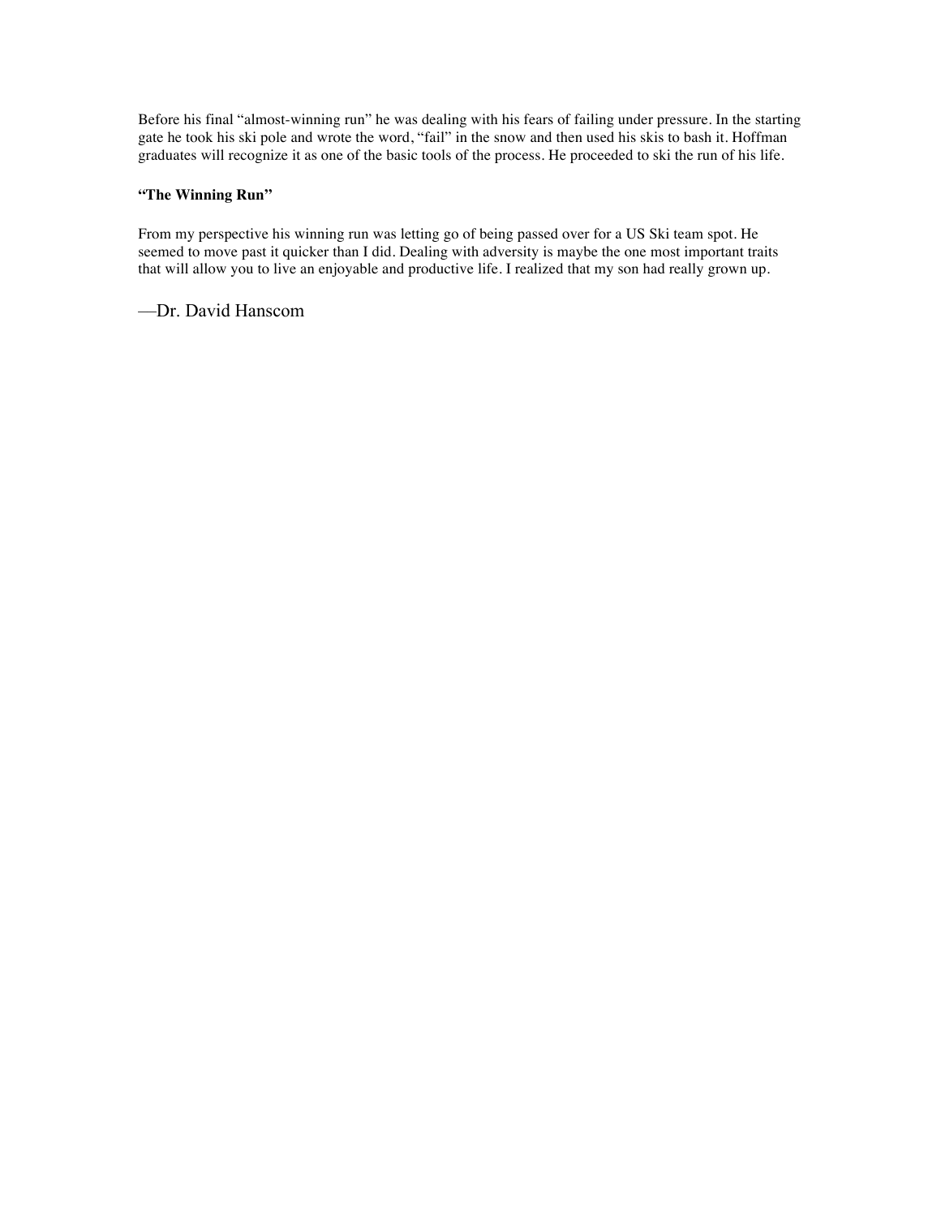Before his final “almost-winning run” he was dealing with his fears of failing under pressure. In the starting gate he took his ski pole and wrote the word, “fail” in the snow and then used his skis to bash it. Hoffman graduates will recognize it as one of the basic tools of the process. He proceeded to ski the run of his life.

**“The Winning Run”**

From my perspective his winning run was letting go of being passed over for a US Ski team spot. He seemed to move past it quicker than I did. Dealing with adversity is maybe the one most important traits that will allow you to live an enjoyable and productive life. I realized that my son had really grown up.

—Dr. David Hanscom